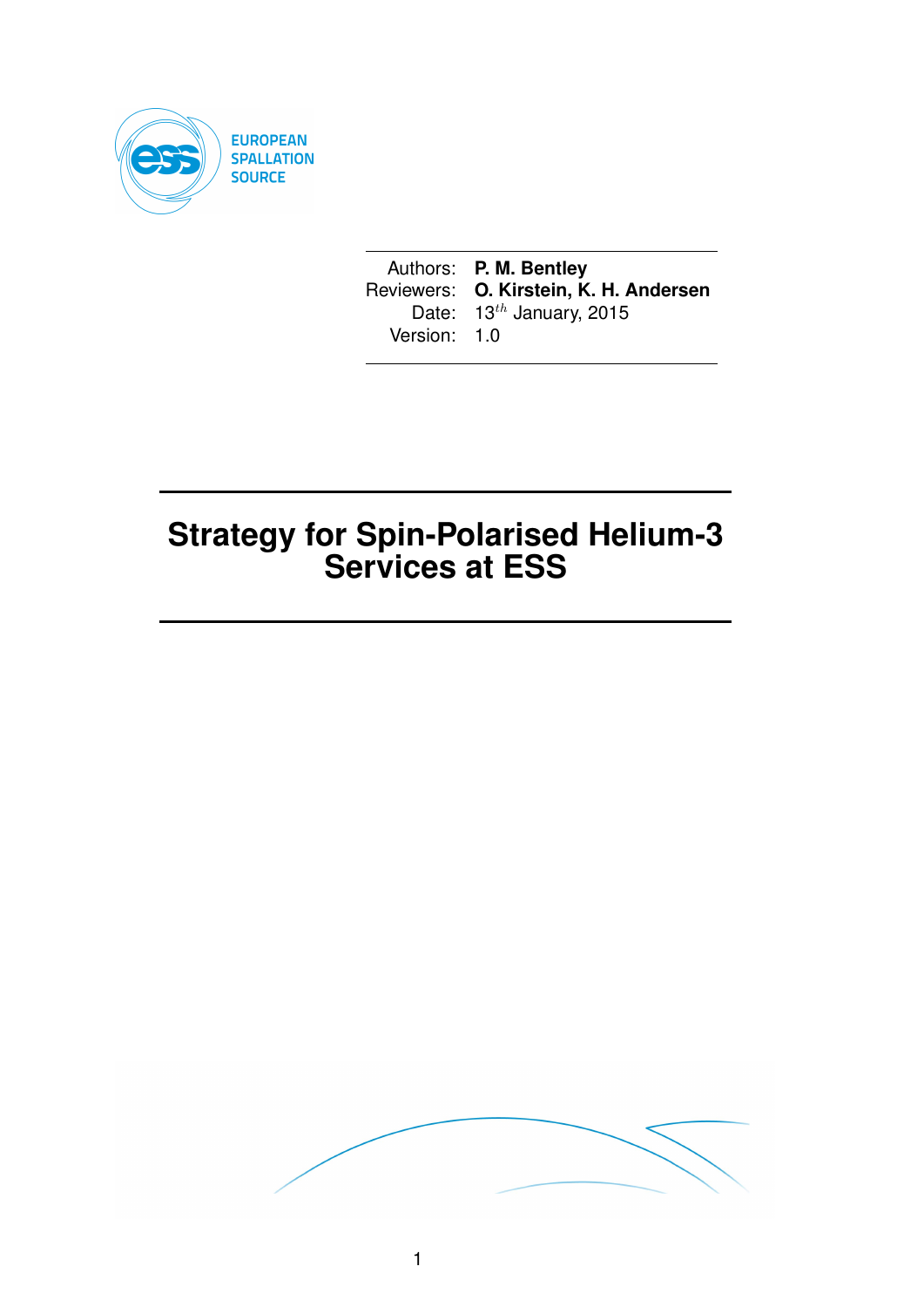EUROPEAN SPALLATION SOURCE

| Authors: | **P. M. Bentley** |
| --- | --- |
| Reviewers: | **O. Kirstein, K. H. Andersen** |
| Date: | 13$^{th}$ January, 2015 |
| Version: | 1.0 |

# Strategy for Spin-Polarised Helium-3 Services at ESS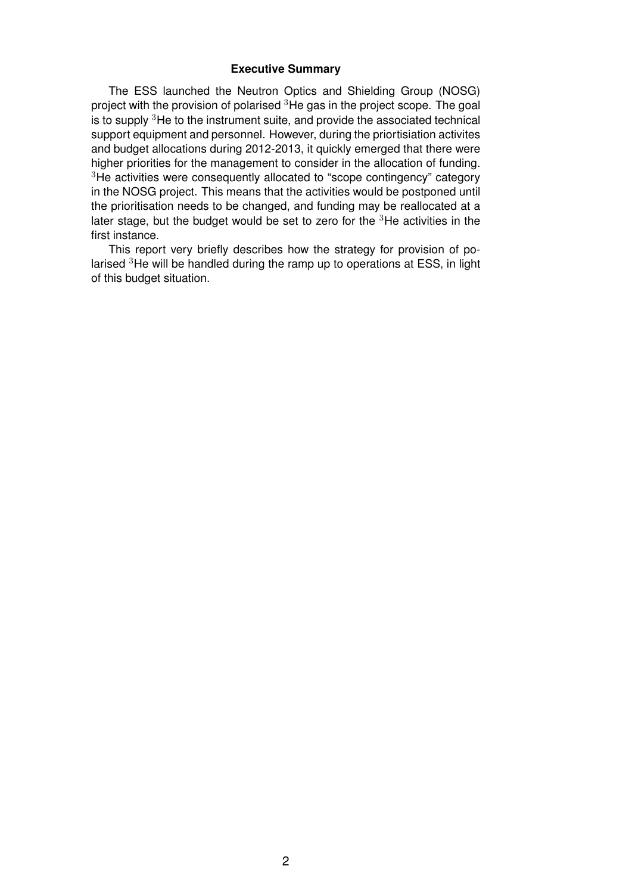## Executive Summary

The ESS launched the Neutron Optics and Shielding Group (NOSG) project with the provision of polarised $^{3}$He gas in the project scope. The goal is to supply $^{3}$He to the instrument suite, and provide the associated technical support equipment and personnel. However, during the priortisiation activites and budget allocations during 2012-2013, it quickly emerged that there were higher priorities for the management to consider in the allocation of funding. $^{3}$He activities were consequently allocated to "scope contingency" category in the NOSG project. This means that the activities would be postponed until the prioritisation needs to be changed, and funding may be reallocated at a later stage, but the budget would be set to zero for the $^{3}$He activities in the first instance.

This report very briefly describes how the strategy for provision of polarised $^{3}$He will be handled during the ramp up to operations at ESS, in light of this budget situation.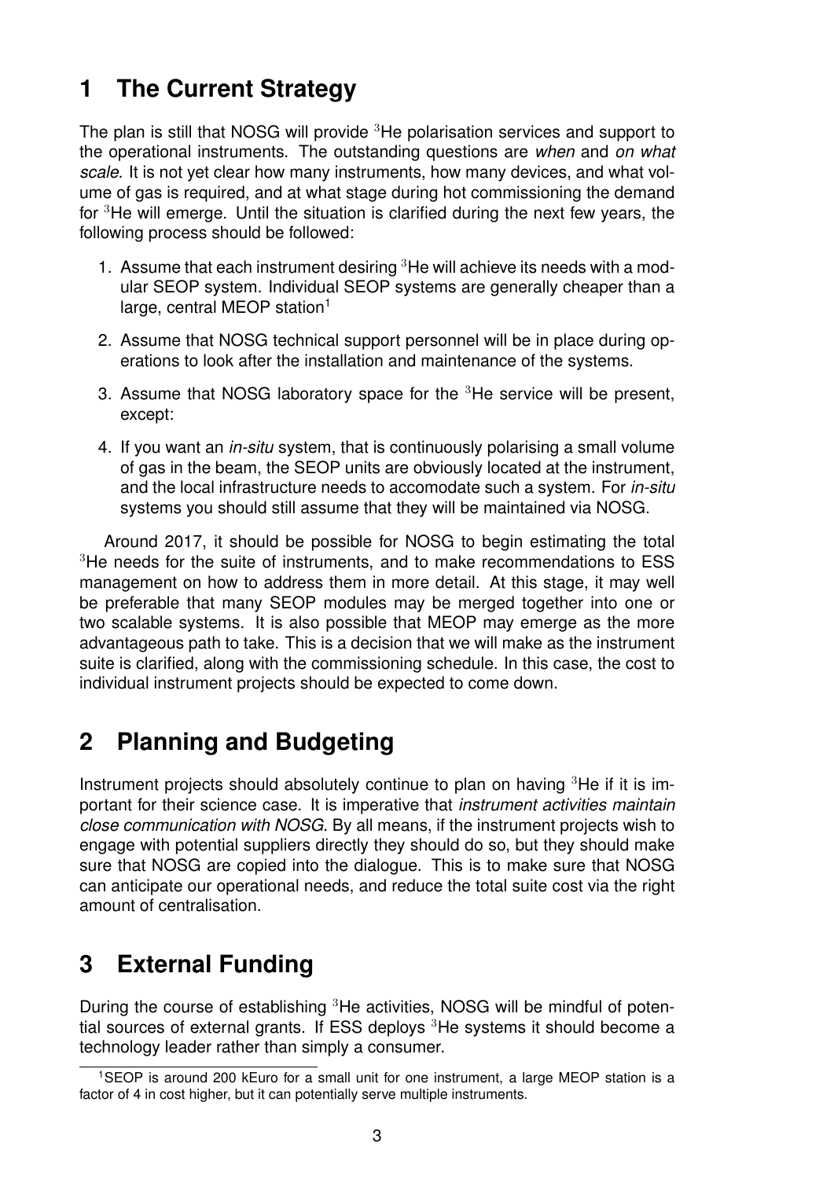# 1 The Current Strategy

The plan is still that NOSG will provide $^{3}$He polarisation services and support to the operational instruments. The outstanding questions are *when* and *on what scale*. It is not yet clear how many instruments, how many devices, and what volume of gas is required, and at what stage during hot commissioning the demand for $^{3}$He will emerge. Until the situation is clarified during the next few years, the following process should be followed:

1. Assume that each instrument desiring $^{3}$He will achieve its needs with a modular SEOP system. Individual SEOP systems are generally cheaper than a large, central MEOP station[1]
2. Assume that NOSG technical support personnel will be in place during operations to look after the installation and maintenance of the systems.
3. Assume that NOSG laboratory space for the $^{3}$He service will be present, except:
4. If you want an *in-situ* system, that is continuously polarising a small volume of gas in the beam, the SEOP units are obviously located at the instrument, and the local infrastructure needs to accomodate such a system. For *in-situ* systems you should still assume that they will be maintained via NOSG.

Around 2017, it should be possible for NOSG to begin estimating the total $^{3}$He needs for the suite of instruments, and to make recommendations to ESS management on how to address them in more detail. At this stage, it may well be preferable that many SEOP modules may be merged together into one or two scalable systems. It is also possible that MEOP may emerge as the more advantageous path to take. This is a decision that we will make as the instrument suite is clarified, along with the commissioning schedule. In this case, the cost to individual instrument projects should be expected to come down.

# 2 Planning and Budgeting

Instrument projects should absolutely continue to plan on having $^{3}$He if it is important for their science case. It is imperative that *instrument activities maintain close communication with NOSG*. By all means, if the instrument projects wish to engage with potential suppliers directly they should do so, but they should make sure that NOSG are copied into the dialogue. This is to make sure that NOSG can anticipate our operational needs, and reduce the total suite cost via the right amount of centralisation.

# 3 External Funding

During the course of establishing $^{3}$He activities, NOSG will be mindful of potential sources of external grants. If ESS deploys $^{3}$He systems it should become a technology leader rather than simply a consumer.

[1] SEOP is around 200 kEuro for a small unit for one instrument, a large MEOP station is a factor of 4 in cost higher, but it can potentially serve multiple instruments.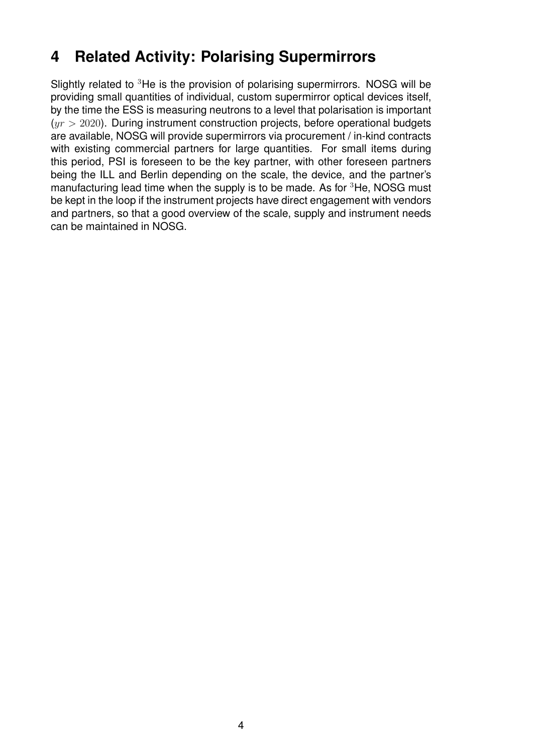## 4 Related Activity: Polarising Supermirrors

Slightly related to $^3$He is the provision of polarising supermirrors. NOSG will be providing small quantities of individual, custom supermirror optical devices itself, by the time the ESS is measuring neutrons to a level that polarisation is important ($yr > 2020$). During instrument construction projects, before operational budgets are available, NOSG will provide supermirrors via procurement / in-kind contracts with existing commercial partners for large quantities. For small items during this period, PSI is foreseen to be the key partner, with other foreseen partners being the ILL and Berlin depending on the scale, the device, and the partner's manufacturing lead time when the supply is to be made. As for $^3$He, NOSG must be kept in the loop if the instrument projects have direct engagement with vendors and partners, so that a good overview of the scale, supply and instrument needs can be maintained in NOSG.